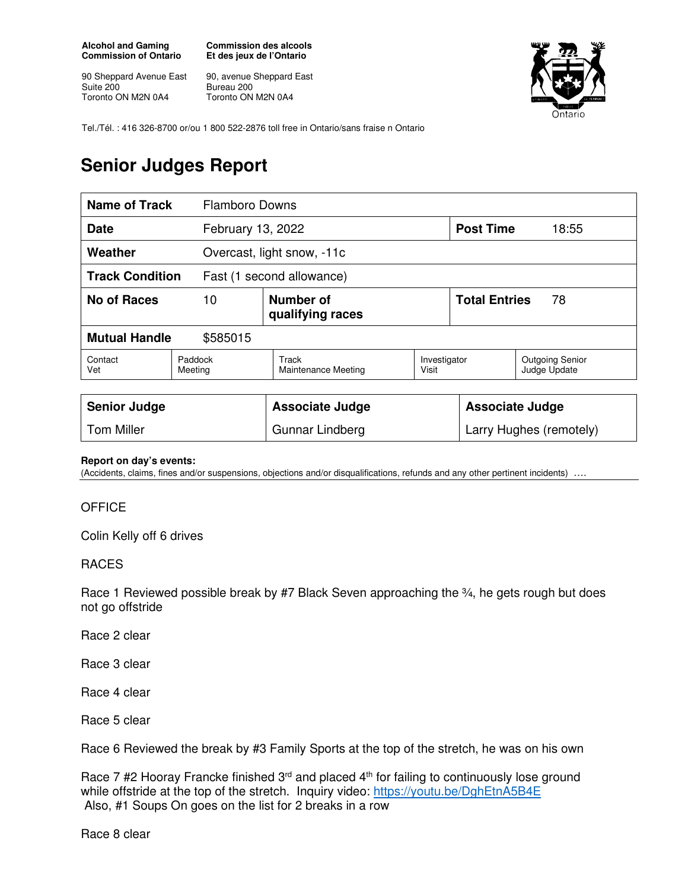**Alcohol and Gaming Commission of Ontario**

90 Sheppard Avenue East
Suite 200
Toronto ON M2N 0A4

**Commission des alcools Et des jeux de l'Ontario**

90, avenue Sheppard East
Bureau 200
Toronto ON M2N 0A4

Tel./Tél. : 416 326-8700 or/ou 1 800 522-2876 toll free in Ontario/sans fraise n Ontario

# Senior Judges Report

| **Name of Track** | Flamboro Downs | | | | |
|---|---|---|---|---|---|
| **Date** | February 13, 2022 | | | **Post Time** | 18:55 |
| **Weather** | Overcast, light snow, -11c | | | | |
| **Track Condition** | Fast (1 second allowance) | | | | |
| **No of Races** | 10 | **Number of qualifying races** | | **Total Entries** | 78 |
| **Mutual Handle** | $585015 | | | | |
| Contact Vet | Paddock Meeting | Track Maintenance Meeting | Investigator Visit | Outgoing Senior Judge Update | |

| **Senior Judge** | **Associate Judge** | **Associate Judge** |
|---|---|---|
| Tom Miller | Gunnar Lindberg | Larry Hughes (remotely) |

**Report on day's events:**
(Accidents, claims, fines and/or suspensions, objections and/or disqualifications, refunds and any other pertinent incidents) ….

OFFICE

Colin Kelly off 6 drives

RACES

Race 1 Reviewed possible break by #7 Black Seven approaching the ¾, he gets rough but does not go offstride

Race 2 clear

Race 3 clear

Race 4 clear

Race 5 clear

Race 6 Reviewed the break by #3 Family Sports at the top of the stretch, he was on his own

Race 7 #2 Hooray Francke finished 3rd and placed 4th for failing to continuously lose ground while offstride at the top of the stretch. Inquiry video: https://youtu.be/DghEtnA5B4E
Also, #1 Soups On goes on the list for 2 breaks in a row

Race 8 clear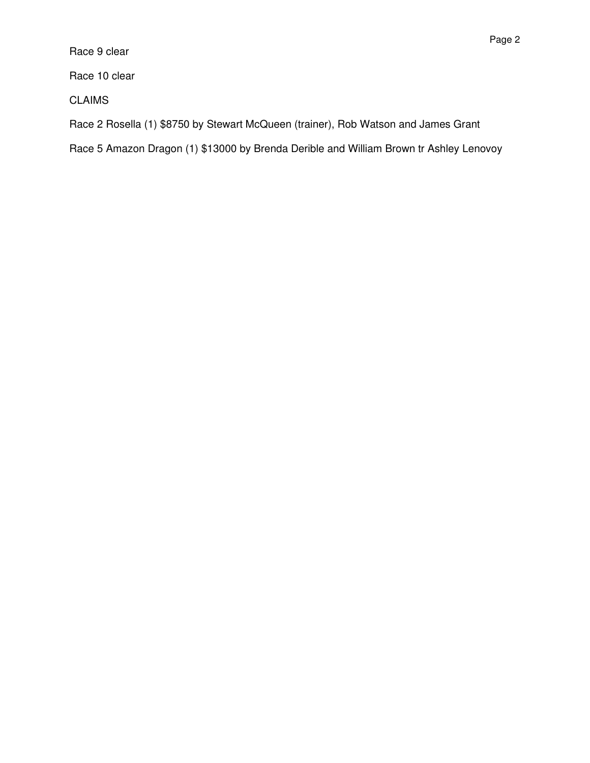Race 9 clear

Race 10 clear

CLAIMS

Race 2 Rosella (1) $8750 by Stewart McQueen (trainer), Rob Watson and James Grant

Race 5 Amazon Dragon (1) $13000 by Brenda Derible and William Brown tr Ashley Lenovoy